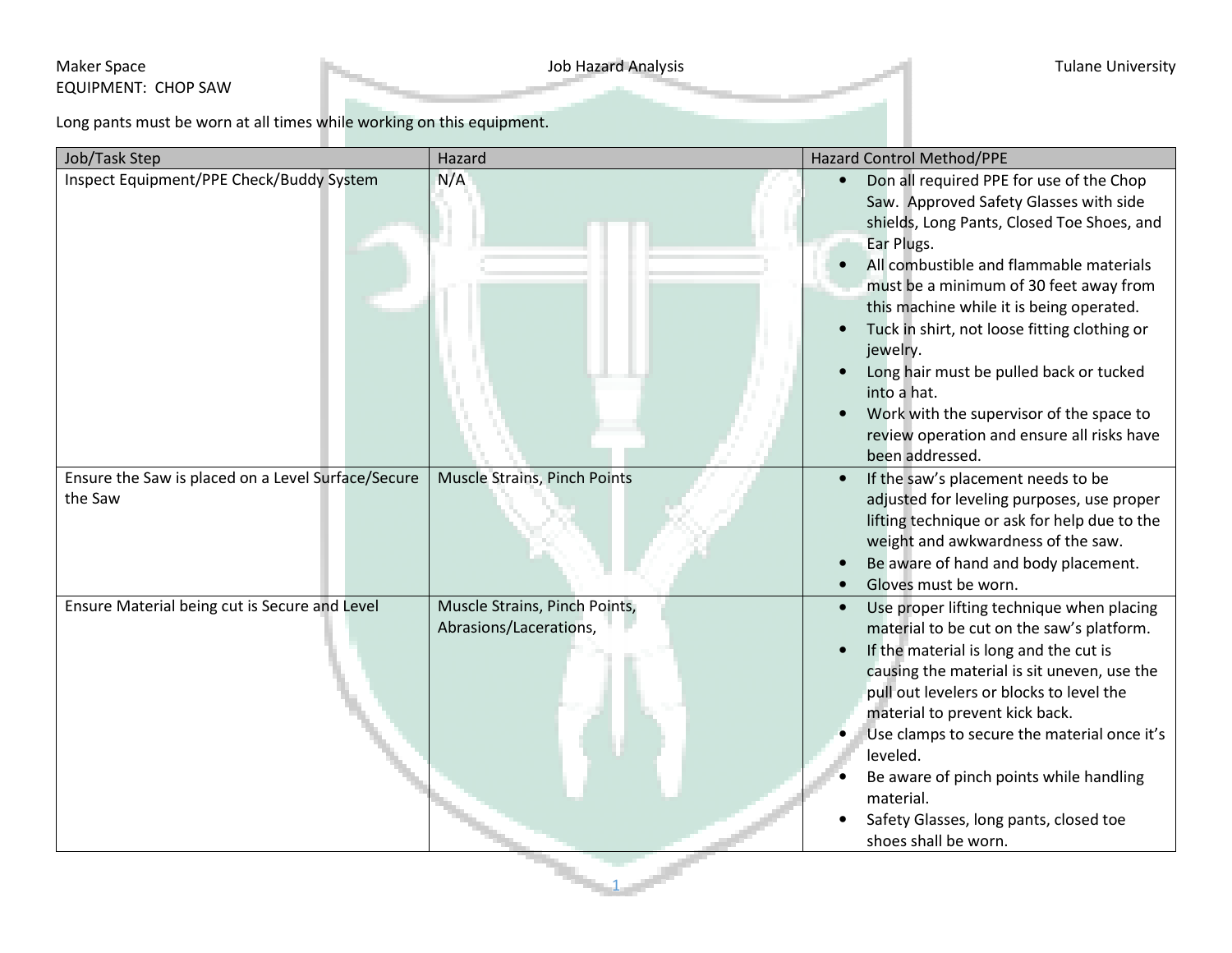Maker Space | Job Hazard Analysis | Tulane University

EQUIPMENT: CHOP SAW

Long pants must be worn at all times while working on this equipment.

| Job/Task Step | Hazard | Hazard Control Method/PPE |
|---|---|---|
| Inspect Equipment/PPE Check/Buddy System | N/A | • Don all required PPE for use of the Chop Saw. Approved Safety Glasses with side shields, Long Pants, Closed Toe Shoes, and Ear Plugs.<br>• All combustible and flammable materials must be a minimum of 30 feet away from this machine while it is being operated.<br>• Tuck in shirt, not loose fitting clothing or jewelry.<br>• Long hair must be pulled back or tucked into a hat.<br>• Work with the supervisor of the space to review operation and ensure all risks have been addressed. |
| Ensure the Saw is placed on a Level Surface/Secure the Saw | Muscle Strains, Pinch Points | • If the saw's placement needs to be adjusted for leveling purposes, use proper lifting technique or ask for help due to the weight and awkwardness of the saw.<br>• Be aware of hand and body placement.<br>• Gloves must be worn. |
| Ensure Material being cut is Secure and Level | Muscle Strains, Pinch Points, Abrasions/Lacerations, | • Use proper lifting technique when placing material to be cut on the saw's platform.<br>• If the material is long and the cut is causing the material is sit uneven, use the pull out levelers or blocks to level the material to prevent kick back.<br>• Use clamps to secure the material once it's leveled.<br>• Be aware of pinch points while handling material.<br>• Safety Glasses, long pants, closed toe shoes shall be worn. |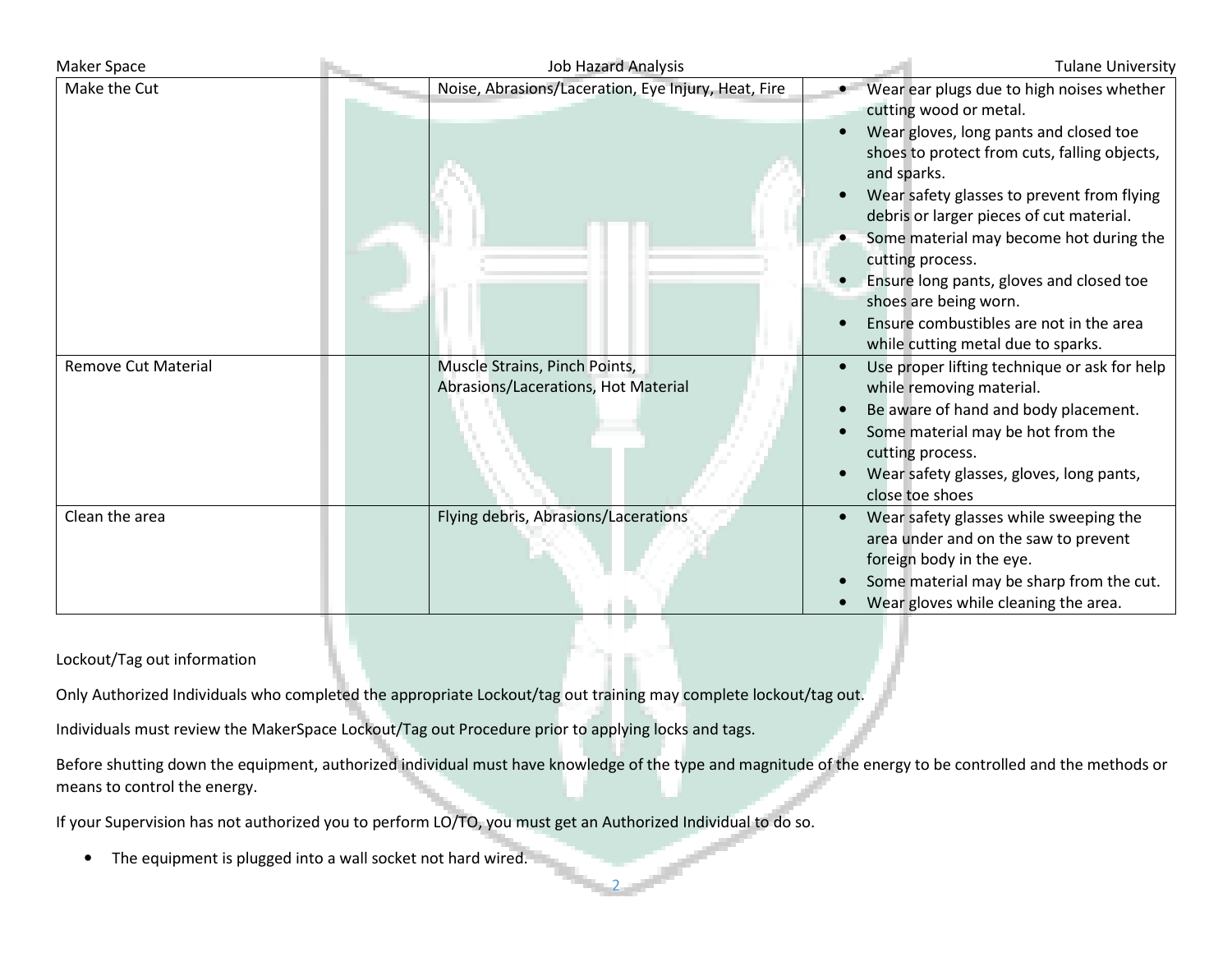| Make the Cut | Noise, Abrasions/Laceration, Eye Injury, Heat, Fire | • Wear ear plugs due to high noises whether cutting wood or metal.<br>• Wear gloves, long pants and closed toe shoes to protect from cuts, falling objects, and sparks.<br>• Wear safety glasses to prevent from flying debris or larger pieces of cut material.<br>• Some material may become hot during the cutting process.<br>• Ensure long pants, gloves and closed toe shoes are being worn.<br>• Ensure combustibles are not in the area while cutting metal due to sparks. |
|---|---|---|
| Remove Cut Material | Muscle Strains, Pinch Points, Abrasions/Lacerations, Hot Material | • Use proper lifting technique or ask for help while removing material.<br>• Be aware of hand and body placement.<br>• Some material may be hot from the cutting process.<br>• Wear safety glasses, gloves, long pants, close toe shoes |
| Clean the area | Flying debris, Abrasions/Lacerations | • Wear safety glasses while sweeping the area under and on the saw to prevent foreign body in the eye.<br>• Some material may be sharp from the cut.<br>• Wear gloves while cleaning the area. |

Lockout/Tag out information

Only Authorized Individuals who completed the appropriate Lockout/tag out training may complete lockout/tag out.

Individuals must review the MakerSpace Lockout/Tag out Procedure prior to applying locks and tags.

Before shutting down the equipment, authorized individual must have knowledge of the type and magnitude of the energy to be controlled and the methods or means to control the energy.

If your Supervision has not authorized you to perform LO/TO, you must get an Authorized Individual to do so.

- The equipment is plugged into a wall socket not hard wired.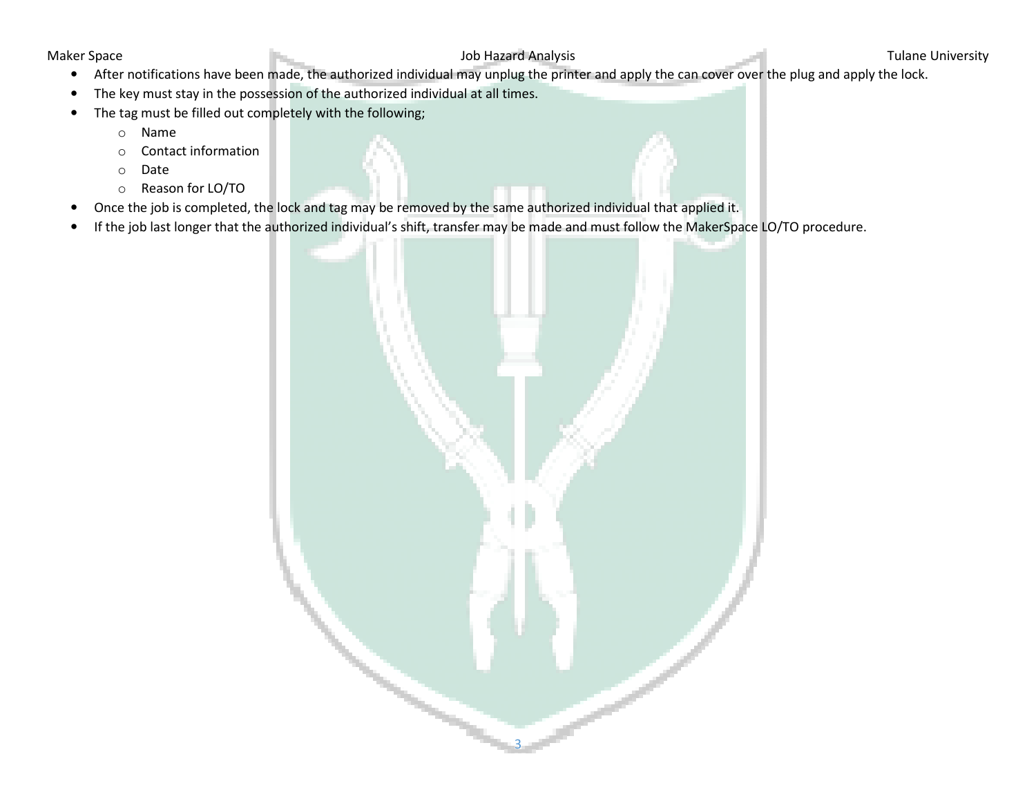- After notifications have been made, the authorized individual may unplug the printer and apply the can cover over the plug and apply the lock.
- The key must stay in the possession of the authorized individual at all times.
- The tag must be filled out completely with the following;
  - Name
  - Contact information
  - Date
  - Reason for LO/TO
- Once the job is completed, the lock and tag may be removed by the same authorized individual that applied it.
- If the job last longer that the authorized individual's shift, transfer may be made and must follow the MakerSpace LO/TO procedure.